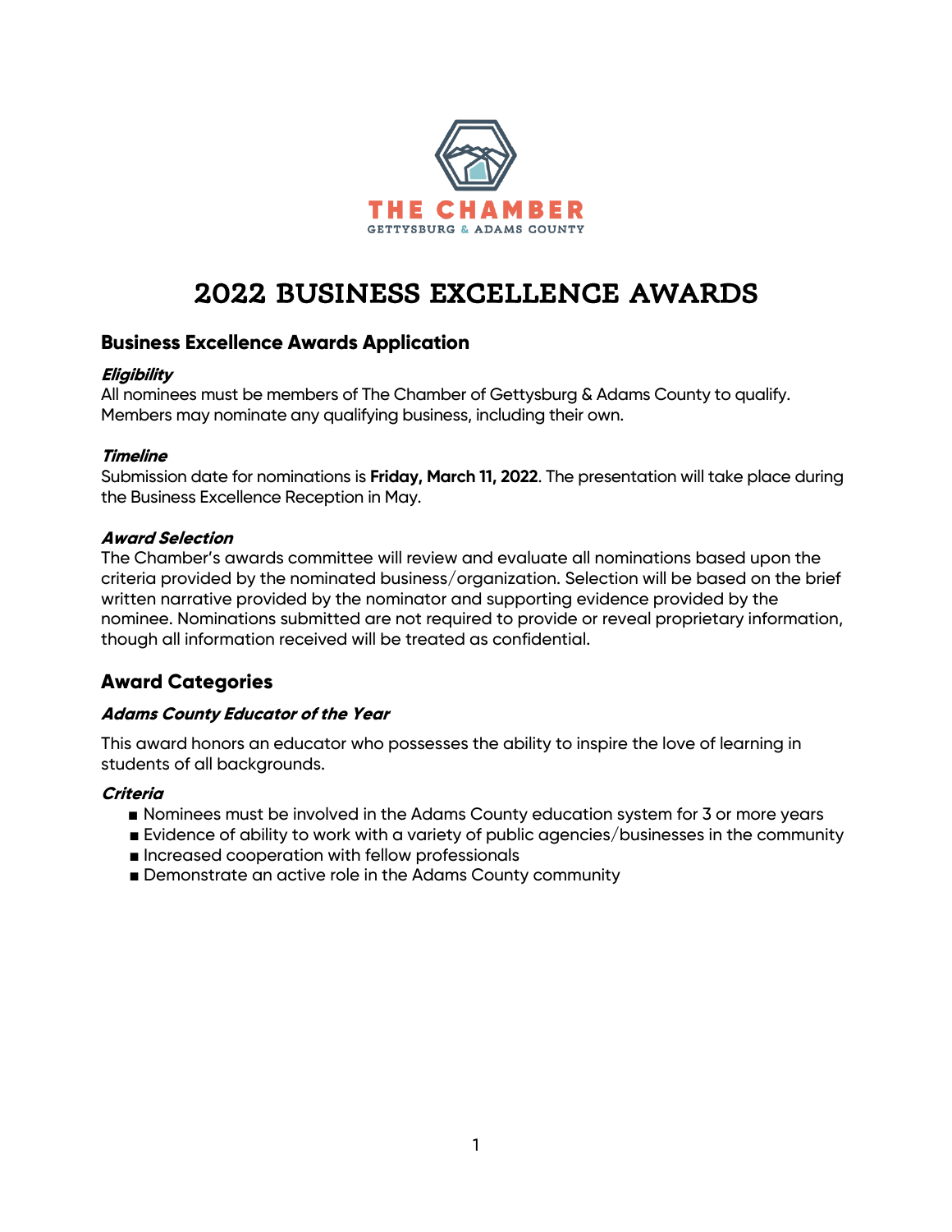THE CHAMBER

GETTYSBURG & ADAMS COUNTY

# 2022 BUSINESS EXCELLENCE AWARDS

## Business Excellence Awards Application

### *Eligibility*

All nominees must be members of The Chamber of Gettysburg & Adams County to qualify. Members may nominate any qualifying business, including their own.

### *Timeline*

Submission date for nominations is **Friday, March 11, 2022**. The presentation will take place during the Business Excellence Reception in May.

### *Award Selection*

The Chamber's awards committee will review and evaluate all nominations based upon the criteria provided by the nominated business/organization. Selection will be based on the brief written narrative provided by the nominator and supporting evidence provided by the nominee. Nominations submitted are not required to provide or reveal proprietary information, though all information received will be treated as confidential.

## Award Categories

### *Adams County Educator of the Year*

This award honors an educator who possesses the ability to inspire the love of learning in students of all backgrounds.

### *Criteria*

- Nominees must be involved in the Adams County education system for 3 or more years
- Evidence of ability to work with a variety of public agencies/businesses in the community
- Increased cooperation with fellow professionals
- Demonstrate an active role in the Adams County community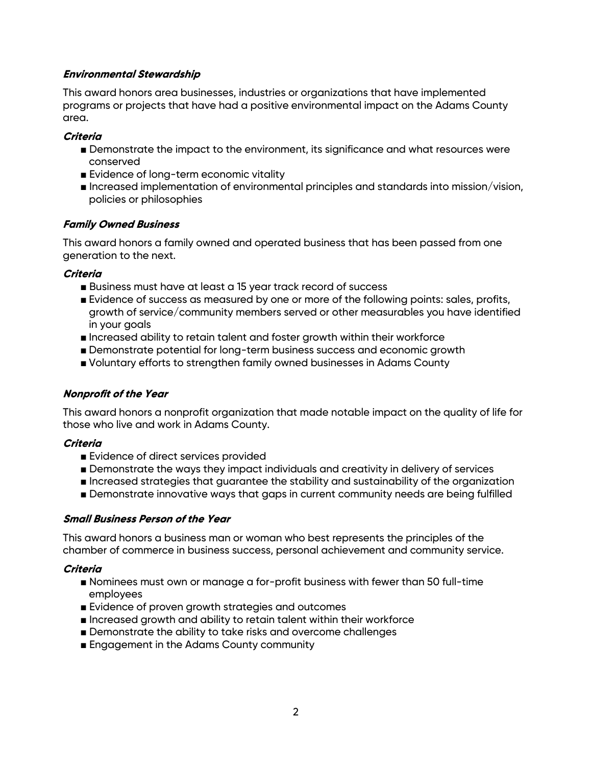### *Environmental Stewardship*

This award honors area businesses, industries or organizations that have implemented programs or projects that have had a positive environmental impact on the Adams County area.

#### *Criteria*

- Demonstrate the impact to the environment, its significance and what resources were conserved
- Evidence of long-term economic vitality
- Increased implementation of environmental principles and standards into mission/vision, policies or philosophies

### *Family Owned Business*

This award honors a family owned and operated business that has been passed from one generation to the next.

#### *Criteria*

- Business must have at least a 15 year track record of success
- Evidence of success as measured by one or more of the following points: sales, profits, growth of service/community members served or other measurables you have identified in your goals
- Increased ability to retain talent and foster growth within their workforce
- Demonstrate potential for long-term business success and economic growth
- Voluntary efforts to strengthen family owned businesses in Adams County

### *Nonprofit of the Year*

This award honors a nonprofit organization that made notable impact on the quality of life for those who live and work in Adams County.

#### *Criteria*

- Evidence of direct services provided
- Demonstrate the ways they impact individuals and creativity in delivery of services
- Increased strategies that guarantee the stability and sustainability of the organization
- Demonstrate innovative ways that gaps in current community needs are being fulfilled

### *Small Business Person of the Year*

This award honors a business man or woman who best represents the principles of the chamber of commerce in business success, personal achievement and community service.

#### *Criteria*

- Nominees must own or manage a for-profit business with fewer than 50 full-time employees
- Evidence of proven growth strategies and outcomes
- Increased growth and ability to retain talent within their workforce
- Demonstrate the ability to take risks and overcome challenges
- Engagement in the Adams County community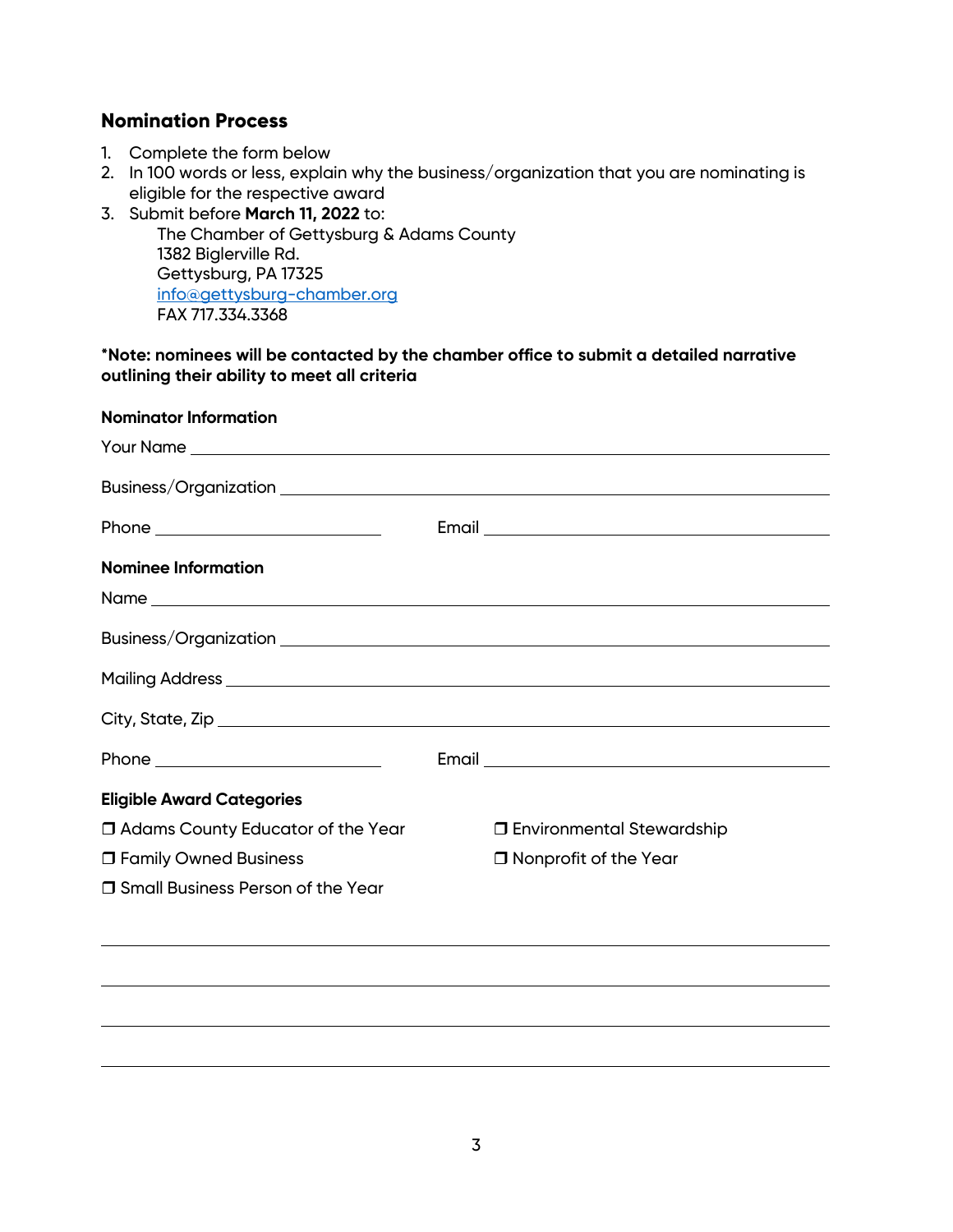## Nomination Process

1. Complete the form below
2. In 100 words or less, explain why the business/organization that you are nominating is eligible for the respective award
3. Submit before **March 11, 2022** to:
   The Chamber of Gettysburg & Adams County
   1382 Biglerville Rd.
   Gettysburg, PA 17325
   info@gettysburg-chamber.org
   FAX 717.334.3368

**\*Note: nominees will be contacted by the chamber office to submit a detailed narrative outlining their ability to meet all criteria**

**Nominator Information**

Your Name ______________________________________________

Business/Organization ______________________________________________

Phone ____________________ Email ____________________

**Nominee Information**

Name ______________________________________________

Business/Organization ______________________________________________

Mailing Address ______________________________________________

City, State, Zip ______________________________________________

Phone ____________________ Email ____________________

**Eligible Award Categories**

❒ Adams County Educator of the Year

❒ Environmental Stewardship

❒ Family Owned Business

❒ Nonprofit of the Year

❒ Small Business Person of the Year

______________________________________________

______________________________________________

______________________________________________

______________________________________________